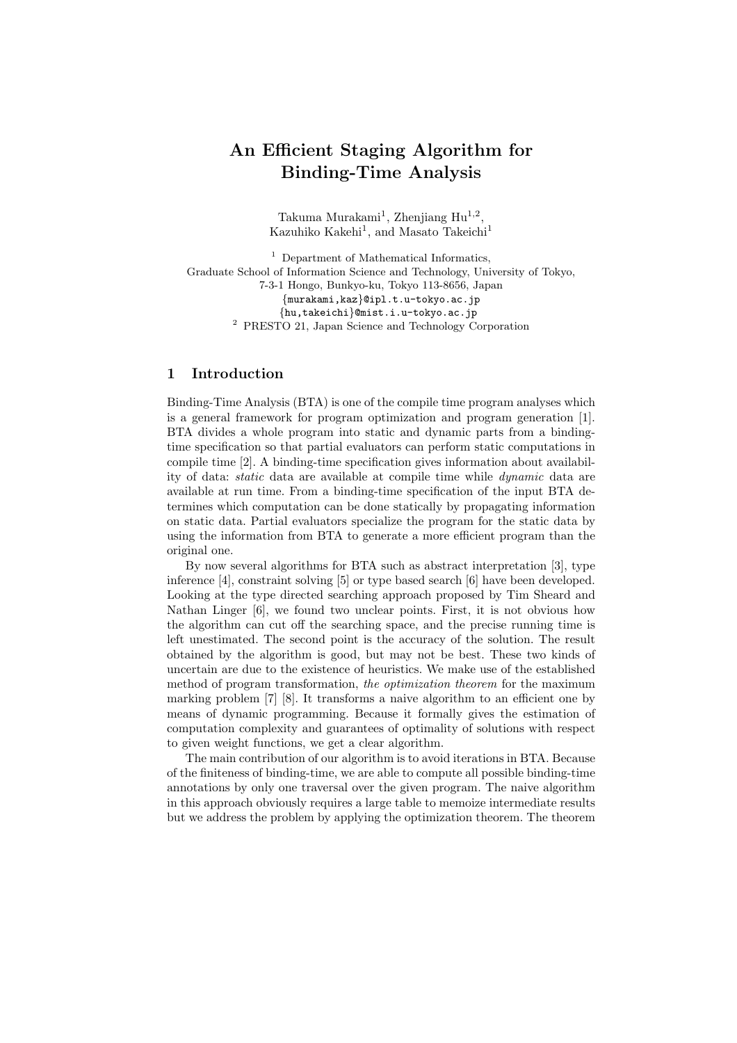# An Efficient Staging Algorithm for Binding-Time Analysis

Takuma Murakami[1], Zhenjiang Hu[1,2], Kazuhiko Kakehi[1], and Masato Takeichi[1]

[1] Department of Mathematical Informatics, Graduate School of Information Science and Technology, University of Tokyo, 7-3-1 Hongo, Bunkyo-ku, Tokyo 113-8656, Japan
{murakami,kaz}@ipl.t.u-tokyo.ac.jp
{hu,takeichi}@mist.i.u-tokyo.ac.jp
[2] PRESTO 21, Japan Science and Technology Corporation

## 1 Introduction

Binding-Time Analysis (BTA) is one of the compile time program analyses which is a general framework for program optimization and program generation [1]. BTA divides a whole program into static and dynamic parts from a binding-time specification so that partial evaluators can perform static computations in compile time [2]. A binding-time specification gives information about availability of data: *static* data are available at compile time while *dynamic* data are available at run time. From a binding-time specification of the input BTA determines which computation can be done statically by propagating information on static data. Partial evaluators specialize the program for the static data by using the information from BTA to generate a more efficient program than the original one.

By now several algorithms for BTA such as abstract interpretation [3], type inference [4], constraint solving [5] or type based search [6] have been developed. Looking at the type directed searching approach proposed by Tim Sheard and Nathan Linger [6], we found two unclear points. First, it is not obvious how the algorithm can cut off the searching space, and the precise running time is left unestimated. The second point is the accuracy of the solution. The result obtained by the algorithm is good, but may not be best. These two kinds of uncertain are due to the existence of heuristics. We make use of the established method of program transformation, *the optimization theorem* for the maximum marking problem [7] [8]. It transforms a naive algorithm to an efficient one by means of dynamic programming. Because it formally gives the estimation of computation complexity and guarantees of optimality of solutions with respect to given weight functions, we get a clear algorithm.

The main contribution of our algorithm is to avoid iterations in BTA. Because of the finiteness of binding-time, we are able to compute all possible binding-time annotations by only one traversal over the given program. The naive algorithm in this approach obviously requires a large table to memoize intermediate results but we address the problem by applying the optimization theorem. The theorem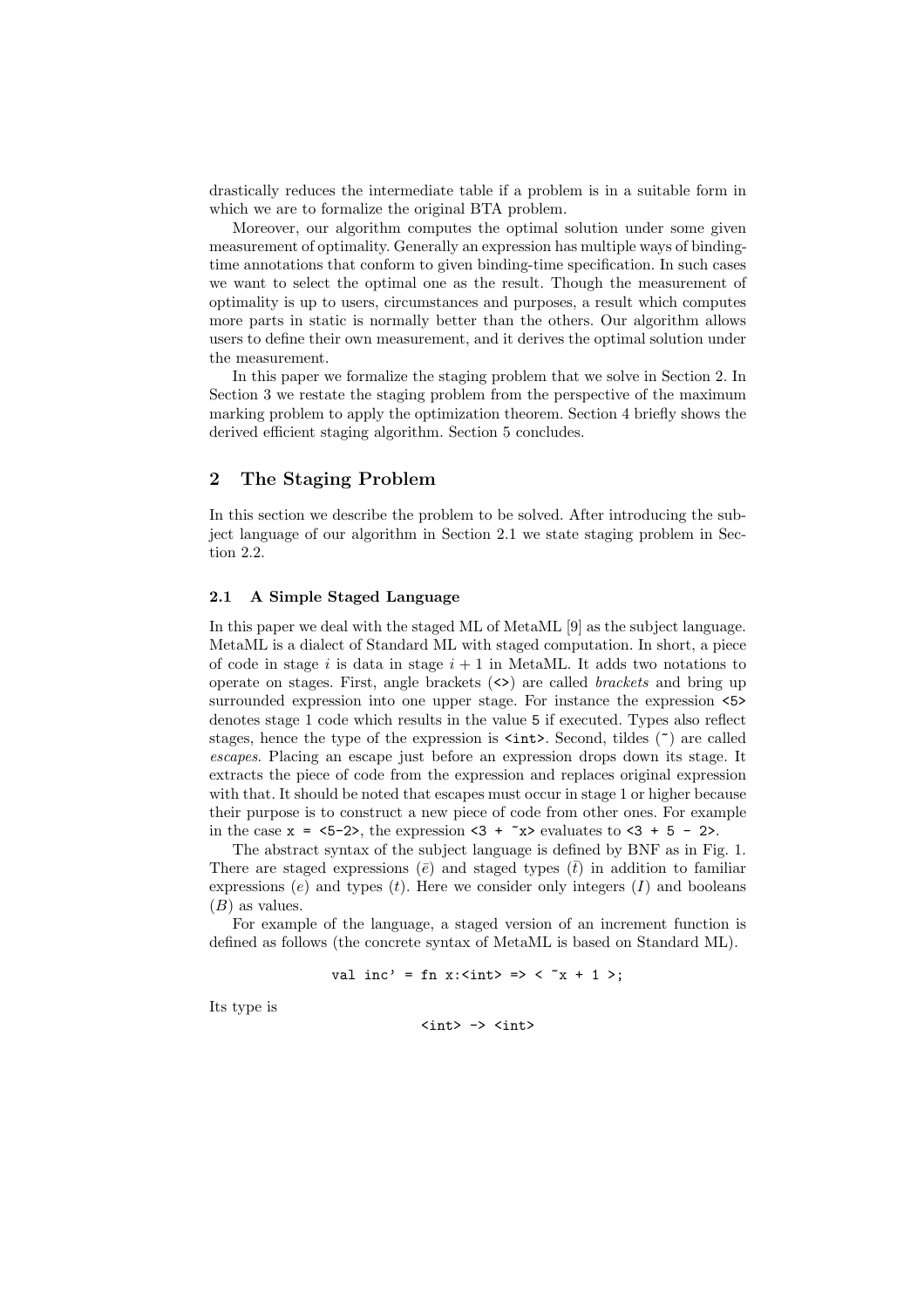drastically reduces the intermediate table if a problem is in a suitable form in which we are to formalize the original BTA problem.

Moreover, our algorithm computes the optimal solution under some given measurement of optimality. Generally an expression has multiple ways of binding-time annotations that conform to given binding-time specification. In such cases we want to select the optimal one as the result. Though the measurement of optimality is up to users, circumstances and purposes, a result which computes more parts in static is normally better than the others. Our algorithm allows users to define their own measurement, and it derives the optimal solution under the measurement.

In this paper we formalize the staging problem that we solve in Section 2. In Section 3 we restate the staging problem from the perspective of the maximum marking problem to apply the optimization theorem. Section 4 briefly shows the derived efficient staging algorithm. Section 5 concludes.

## 2 The Staging Problem

In this section we describe the problem to be solved. After introducing the subject language of our algorithm in Section 2.1 we state staging problem in Section 2.2.

### 2.1 A Simple Staged Language

In this paper we deal with the staged ML of MetaML [9] as the subject language. MetaML is a dialect of Standard ML with staged computation. In short, a piece of code in stage $i$ is data in stage $i+1$ in MetaML. It adds two notations to operate on stages. First, angle brackets (`<>`) are called *brackets* and bring up surrounded expression into one upper stage. For instance the expression `<5>` denotes stage 1 code which results in the value `5` if executed. Types also reflect stages, hence the type of the expression is `<int>`. Second, tildes (`~`) are called *escapes*. Placing an escape just before an expression drops down its stage. It extracts the piece of code from the expression and replaces original expression with that. It should be noted that escapes must occur in stage 1 or higher because their purpose is to construct a new piece of code from other ones. For example in the case `x = <5-2>`, the expression `<3 + ~x>` evaluates to `<3 + 5 - 2>`.

The abstract syntax of the subject language is defined by BNF as in Fig. 1. There are staged expressions ($\bar{e}$) and staged types ($\bar{t}$) in addition to familiar expressions ($e$) and types ($t$). Here we consider only integers ($I$) and booleans ($B$) as values.

For example of the language, a staged version of an increment function is defined as follows (the concrete syntax of MetaML is based on Standard ML).

```
val inc' = fn x:<int> => < ~x + 1 >;
```

Its type is

```
<int> -> <int>
```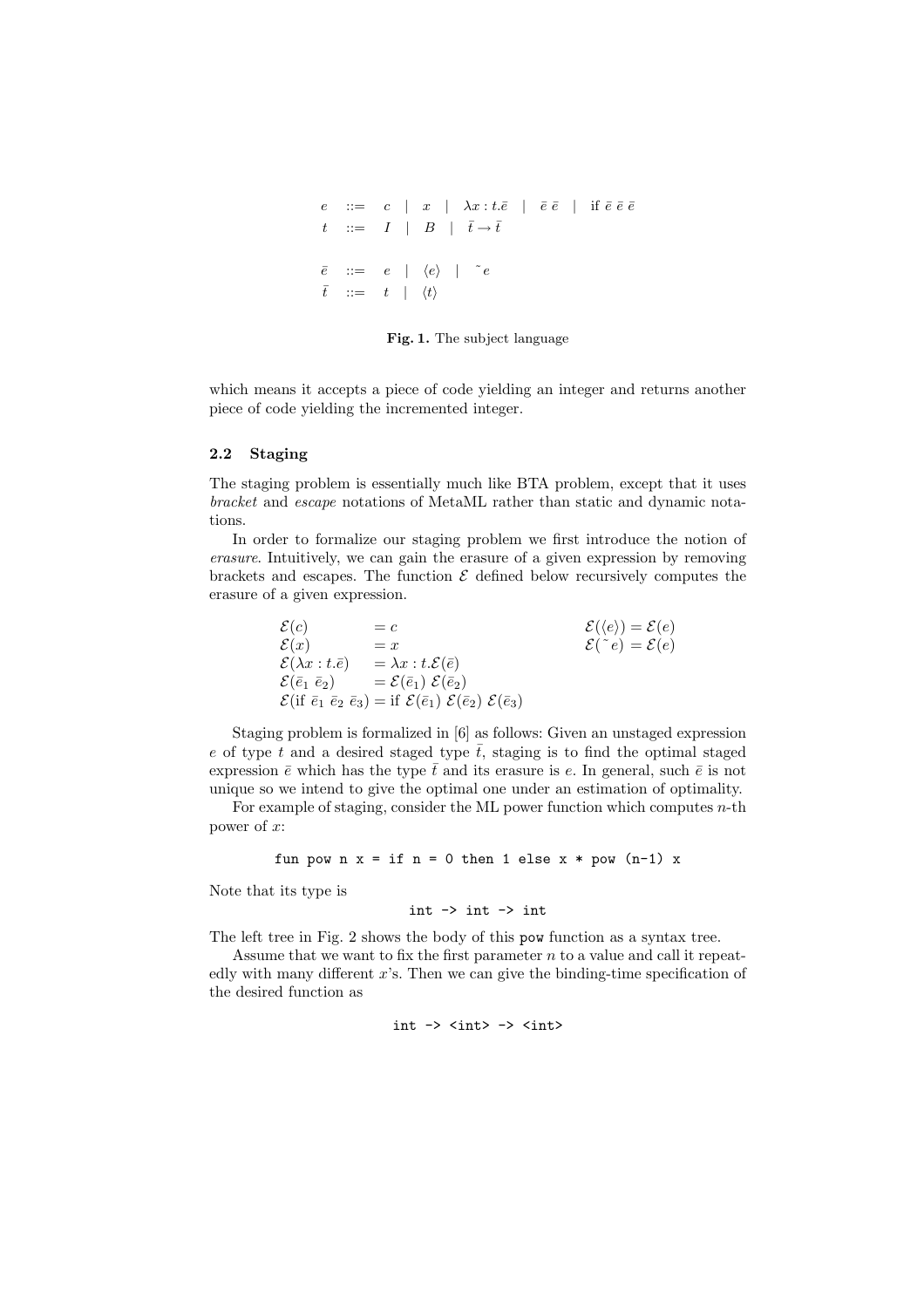$$
\begin{array}{lcl}
e & ::= & c \mid x \mid \lambda x : t.\bar{e} \mid \bar{e}\ \bar{e} \mid \text{if } \bar{e}\ \bar{e}\ \bar{e} \\
t & ::= & I \mid B \mid \bar{t} \rightarrow \bar{t} \\
\\
\bar{e} & ::= & e \mid \langle e \rangle \mid \tilde{\ } e \\
\bar{t} & ::= & t \mid \langle t \rangle
\end{array}
$$

**Fig. 1.** The subject language

which means it accepts a piece of code yielding an integer and returns another piece of code yielding the incremented integer.

### 2.2 Staging

The staging problem is essentially much like BTA problem, except that it uses *bracket* and *escape* notations of MetaML rather than static and dynamic notations.

In order to formalize our staging problem we first introduce the notion of *erasure*. Intuitively, we can gain the erasure of a given expression by removing brackets and escapes. The function $\mathcal{E}$ defined below recursively computes the erasure of a given expression.

$$
\begin{array}{lll}
\mathcal{E}(c) & = c & \qquad \mathcal{E}(\langle e \rangle) = \mathcal{E}(e) \\
\mathcal{E}(x) & = x & \qquad \mathcal{E}(\tilde{\ } e) = \mathcal{E}(e) \\
\mathcal{E}(\lambda x : t.\bar{e}) & = \lambda x : t.\mathcal{E}(\bar{e}) & \\
\mathcal{E}(\bar{e}_1\ \bar{e}_2) & = \mathcal{E}(\bar{e}_1)\ \mathcal{E}(\bar{e}_2) & \\
\mathcal{E}(\text{if } \bar{e}_1\ \bar{e}_2\ \bar{e}_3) & = \text{if } \mathcal{E}(\bar{e}_1)\ \mathcal{E}(\bar{e}_2)\ \mathcal{E}(\bar{e}_3) &
\end{array}
$$

Staging problem is formalized in [6] as follows: Given an unstaged expression $e$ of type $t$ and a desired staged type $\bar{t}$, staging is to find the optimal staged expression $\bar{e}$ which has the type $\bar{t}$ and its erasure is $e$. In general, such $\bar{e}$ is not unique so we intend to give the optimal one under an estimation of optimality.

For example of staging, consider the ML power function which computes $n$-th power of $x$:

```
fun pow n x = if n = 0 then 1 else x * pow (n-1) x
```

Note that its type is

```
int -> int -> int
```

The left tree in Fig. 2 shows the body of this `pow` function as a syntax tree.

Assume that we want to fix the first parameter $n$ to a value and call it repeatedly with many different $x$'s. Then we can give the binding-time specification of the desired function as

```
int -> <int> -> <int>
```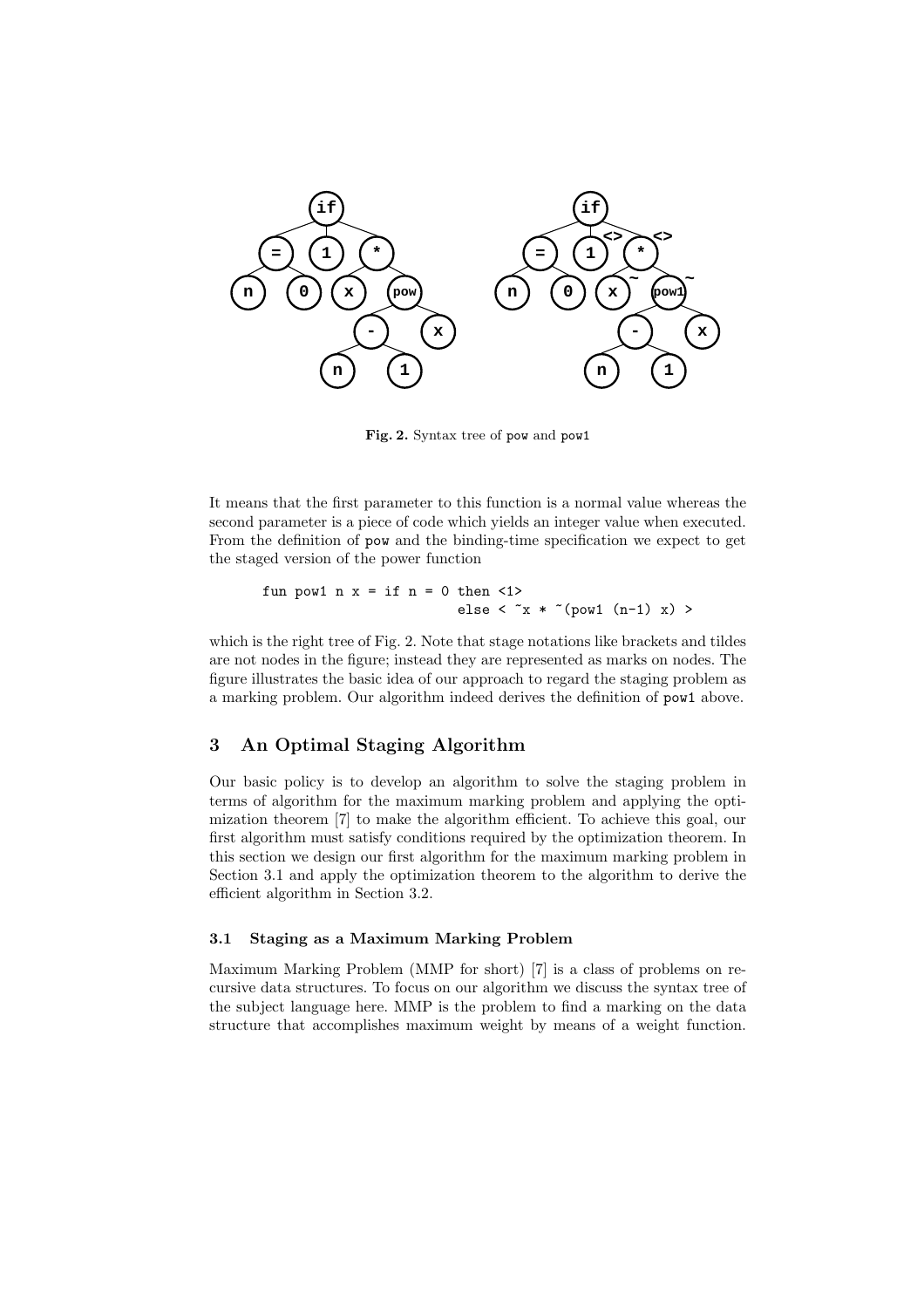**Fig. 2.** Syntax tree of pow and pow1

It means that the first parameter to this function is a normal value whereas the second parameter is a piece of code which yields an integer value when executed. From the definition of pow and the binding-time specification we expect to get the staged version of the power function

```
fun pow1 n x = if n = 0 then <1>
                         else < ~x * ~(pow1 (n-1) x) >
```

which is the right tree of Fig. 2. Note that stage notations like brackets and tildes are not nodes in the figure; instead they are represented as marks on nodes. The figure illustrates the basic idea of our approach to regard the staging problem as a marking problem. Our algorithm indeed derives the definition of pow1 above.

## 3 An Optimal Staging Algorithm

Our basic policy is to develop an algorithm to solve the staging problem in terms of algorithm for the maximum marking problem and applying the optimization theorem [7] to make the algorithm efficient. To achieve this goal, our first algorithm must satisfy conditions required by the optimization theorem. In this section we design our first algorithm for the maximum marking problem in Section 3.1 and apply the optimization theorem to the algorithm to derive the efficient algorithm in Section 3.2.

### 3.1 Staging as a Maximum Marking Problem

Maximum Marking Problem (MMP for short) [7] is a class of problems on recursive data structures. To focus on our algorithm we discuss the syntax tree of the subject language here. MMP is the problem to find a marking on the data structure that accomplishes maximum weight by means of a weight function.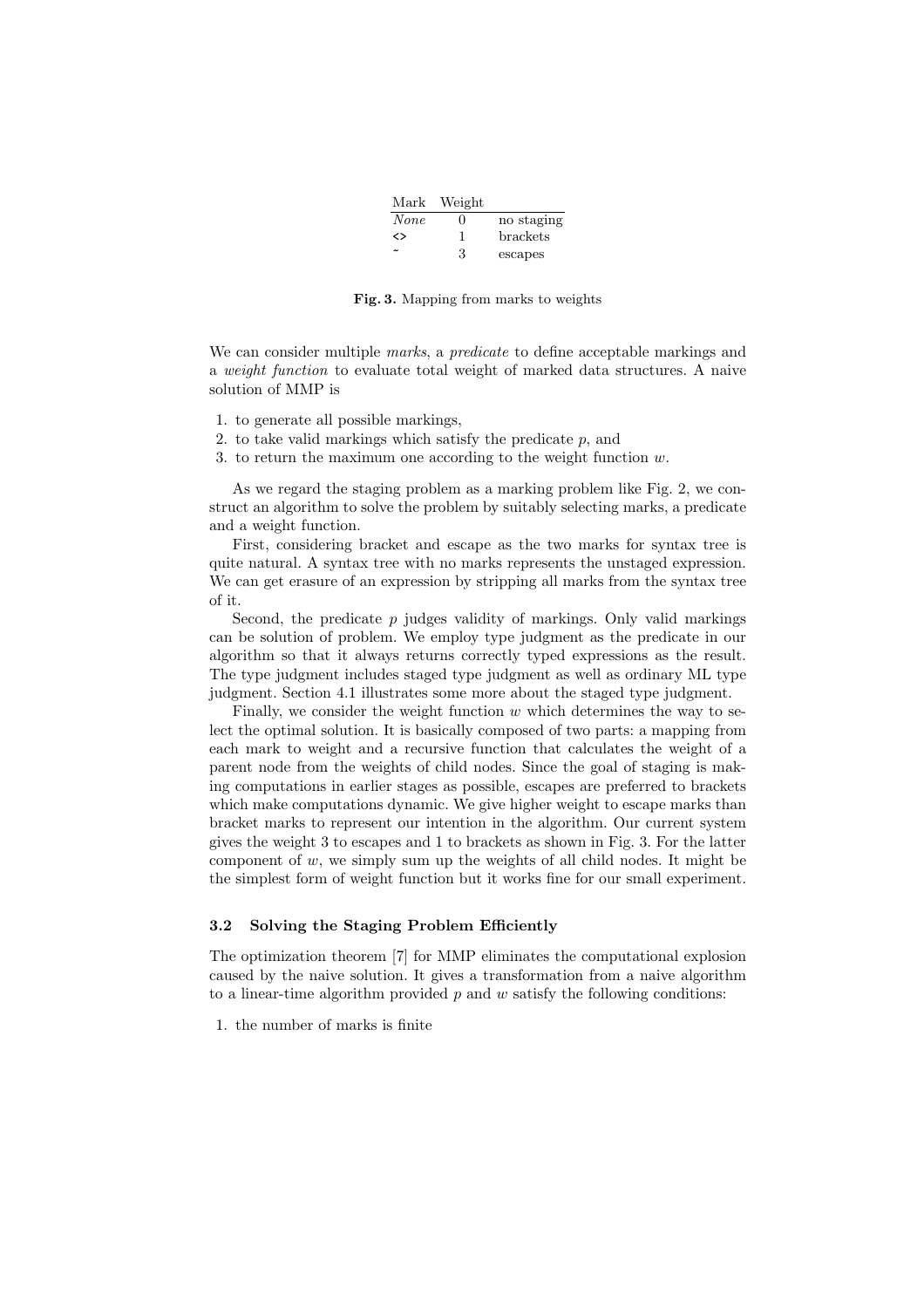| Mark | Weight | |
|---|---|---|
| *None* | 0 | no staging |
| <> | 1 | brackets |
| ~ | 3 | escapes |

**Fig. 3.** Mapping from marks to weights

We can consider multiple *marks*, a *predicate* to define acceptable markings and a *weight function* to evaluate total weight of marked data structures. A naive solution of MMP is

1. to generate all possible markings,
2. to take valid markings which satisfy the predicate $p$, and
3. to return the maximum one according to the weight function $w$.

As we regard the staging problem as a marking problem like Fig. 2, we construct an algorithm to solve the problem by suitably selecting marks, a predicate and a weight function.

First, considering bracket and escape as the two marks for syntax tree is quite natural. A syntax tree with no marks represents the unstaged expression. We can get erasure of an expression by stripping all marks from the syntax tree of it.

Second, the predicate $p$ judges validity of markings. Only valid markings can be solution of problem. We employ type judgment as the predicate in our algorithm so that it always returns correctly typed expressions as the result. The type judgment includes staged type judgment as well as ordinary ML type judgment. Section 4.1 illustrates some more about the staged type judgment.

Finally, we consider the weight function $w$ which determines the way to select the optimal solution. It is basically composed of two parts: a mapping from each mark to weight and a recursive function that calculates the weight of a parent node from the weights of child nodes. Since the goal of staging is making computations in earlier stages as possible, escapes are preferred to brackets which make computations dynamic. We give higher weight to escape marks than bracket marks to represent our intention in the algorithm. Our current system gives the weight 3 to escapes and 1 to brackets as shown in Fig. 3. For the latter component of $w$, we simply sum up the weights of all child nodes. It might be the simplest form of weight function but it works fine for our small experiment.

### 3.2 Solving the Staging Problem Efficiently

The optimization theorem [7] for MMP eliminates the computational explosion caused by the naive solution. It gives a transformation from a naive algorithm to a linear-time algorithm provided $p$ and $w$ satisfy the following conditions:

1. the number of marks is finite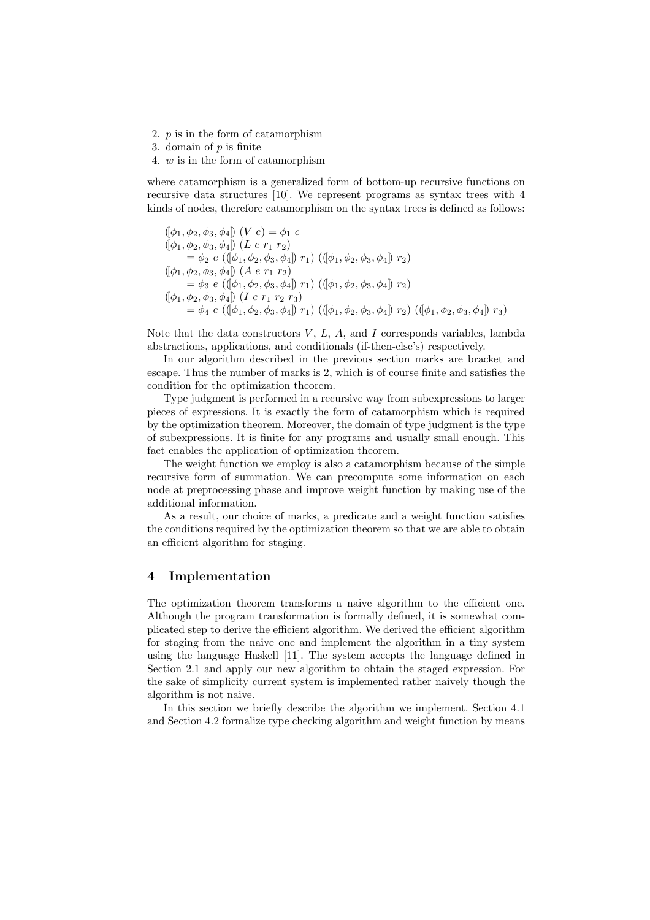2. $p$ is in the form of catamorphism
3. domain of $p$ is finite
4. $w$ is in the form of catamorphism

where catamorphism is a generalized form of bottom-up recursive functions on recursive data structures [10]. We represent programs as syntax trees with 4 kinds of nodes, therefore catamorphism on the syntax trees is defined as follows:

$$
\begin{aligned}
&(\!|\phi_1, \phi_2, \phi_3, \phi_4|\!)\ (V\ e) = \phi_1\ e \\
&(\!|\phi_1, \phi_2, \phi_3, \phi_4|\!)\ (L\ e\ r_1\ r_2) \\
&\quad = \phi_2\ e\ ((\!|\phi_1, \phi_2, \phi_3, \phi_4|\!)\ r_1)\ ((\!|\phi_1, \phi_2, \phi_3, \phi_4|\!)\ r_2) \\
&(\!|\phi_1, \phi_2, \phi_3, \phi_4|\!)\ (A\ e\ r_1\ r_2) \\
&\quad = \phi_3\ e\ ((\!|\phi_1, \phi_2, \phi_3, \phi_4|\!)\ r_1)\ ((\!|\phi_1, \phi_2, \phi_3, \phi_4|\!)\ r_2) \\
&(\!|\phi_1, \phi_2, \phi_3, \phi_4|\!)\ (I\ e\ r_1\ r_2\ r_3) \\
&\quad = \phi_4\ e\ ((\!|\phi_1, \phi_2, \phi_3, \phi_4|\!)\ r_1)\ ((\!|\phi_1, \phi_2, \phi_3, \phi_4|\!)\ r_2)\ ((\!|\phi_1, \phi_2, \phi_3, \phi_4|\!)\ r_3)
\end{aligned}
$$

Note that the data constructors $V$, $L$, $A$, and $I$ corresponds variables, lambda abstractions, applications, and conditionals (if-then-else's) respectively.

In our algorithm described in the previous section marks are bracket and escape. Thus the number of marks is 2, which is of course finite and satisfies the condition for the optimization theorem.

Type judgment is performed in a recursive way from subexpressions to larger pieces of expressions. It is exactly the form of catamorphism which is required by the optimization theorem. Moreover, the domain of type judgment is the type of subexpressions. It is finite for any programs and usually small enough. This fact enables the application of optimization theorem.

The weight function we employ is also a catamorphism because of the simple recursive form of summation. We can precompute some information on each node at preprocessing phase and improve weight function by making use of the additional information.

As a result, our choice of marks, a predicate and a weight function satisfies the conditions required by the optimization theorem so that we are able to obtain an efficient algorithm for staging.

## 4 Implementation

The optimization theorem transforms a naive algorithm to the efficient one. Although the program transformation is formally defined, it is somewhat complicated step to derive the efficient algorithm. We derived the efficient algorithm for staging from the naive one and implement the algorithm in a tiny system using the language Haskell [11]. The system accepts the language defined in Section 2.1 and apply our new algorithm to obtain the staged expression. For the sake of simplicity current system is implemented rather naively though the algorithm is not naive.

In this section we briefly describe the algorithm we implement. Section 4.1 and Section 4.2 formalize type checking algorithm and weight function by means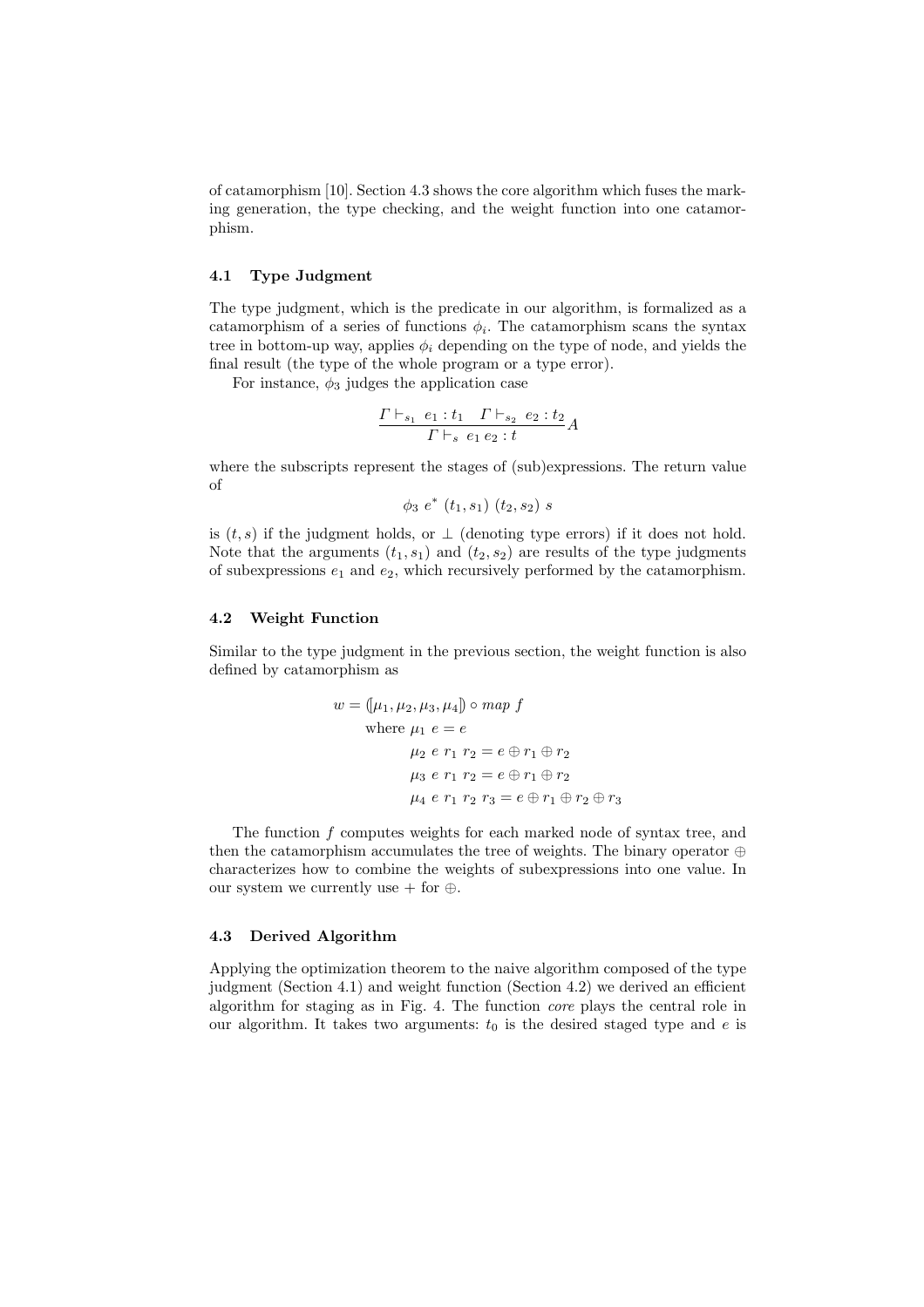of catamorphism [10]. Section 4.3 shows the core algorithm which fuses the marking generation, the type checking, and the weight function into one catamorphism.

### 4.1 Type Judgment

The type judgment, which is the predicate in our algorithm, is formalized as a catamorphism of a series of functions $\phi_i$. The catamorphism scans the syntax tree in bottom-up way, applies $\phi_i$ depending on the type of node, and yields the final result (the type of the whole program or a type error).

For instance, $\phi_3$ judges the application case

$$\frac{\Gamma \vdash_{s_1} e_1 : t_1 \quad \Gamma \vdash_{s_2} e_2 : t_2}{\Gamma \vdash_{s} e_1\, e_2 : t} A$$

where the subscripts represent the stages of (sub)expressions. The return value of

$$\phi_3\ e^*\ (t_1, s_1)\ (t_2, s_2)\ s$$

is $(t, s)$ if the judgment holds, or $\perp$ (denoting type errors) if it does not hold. Note that the arguments $(t_1, s_1)$ and $(t_2, s_2)$ are results of the type judgments of subexpressions $e_1$ and $e_2$, which recursively performed by the catamorphism.

### 4.2 Weight Function

Similar to the type judgment in the previous section, the weight function is also defined by catamorphism as

$$\begin{aligned}
w = &\ (\![\mu_1, \mu_2, \mu_3, \mu_4]\!) \circ map\ f \\
&\text{where } \mu_1\ e = e \\
&\qquad\ \ \mu_2\ e\ r_1\ r_2 = e \oplus r_1 \oplus r_2 \\
&\qquad\ \ \mu_3\ e\ r_1\ r_2 = e \oplus r_1 \oplus r_2 \\
&\qquad\ \ \mu_4\ e\ r_1\ r_2\ r_3 = e \oplus r_1 \oplus r_2 \oplus r_3
\end{aligned}$$

The function $f$ computes weights for each marked node of syntax tree, and then the catamorphism accumulates the tree of weights. The binary operator $\oplus$ characterizes how to combine the weights of subexpressions into one value. In our system we currently use $+$ for $\oplus$.

### 4.3 Derived Algorithm

Applying the optimization theorem to the naive algorithm composed of the type judgment (Section 4.1) and weight function (Section 4.2) we derived an efficient algorithm for staging as in Fig. 4. The function *core* plays the central role in our algorithm. It takes two arguments: $t_0$ is the desired staged type and $e$ is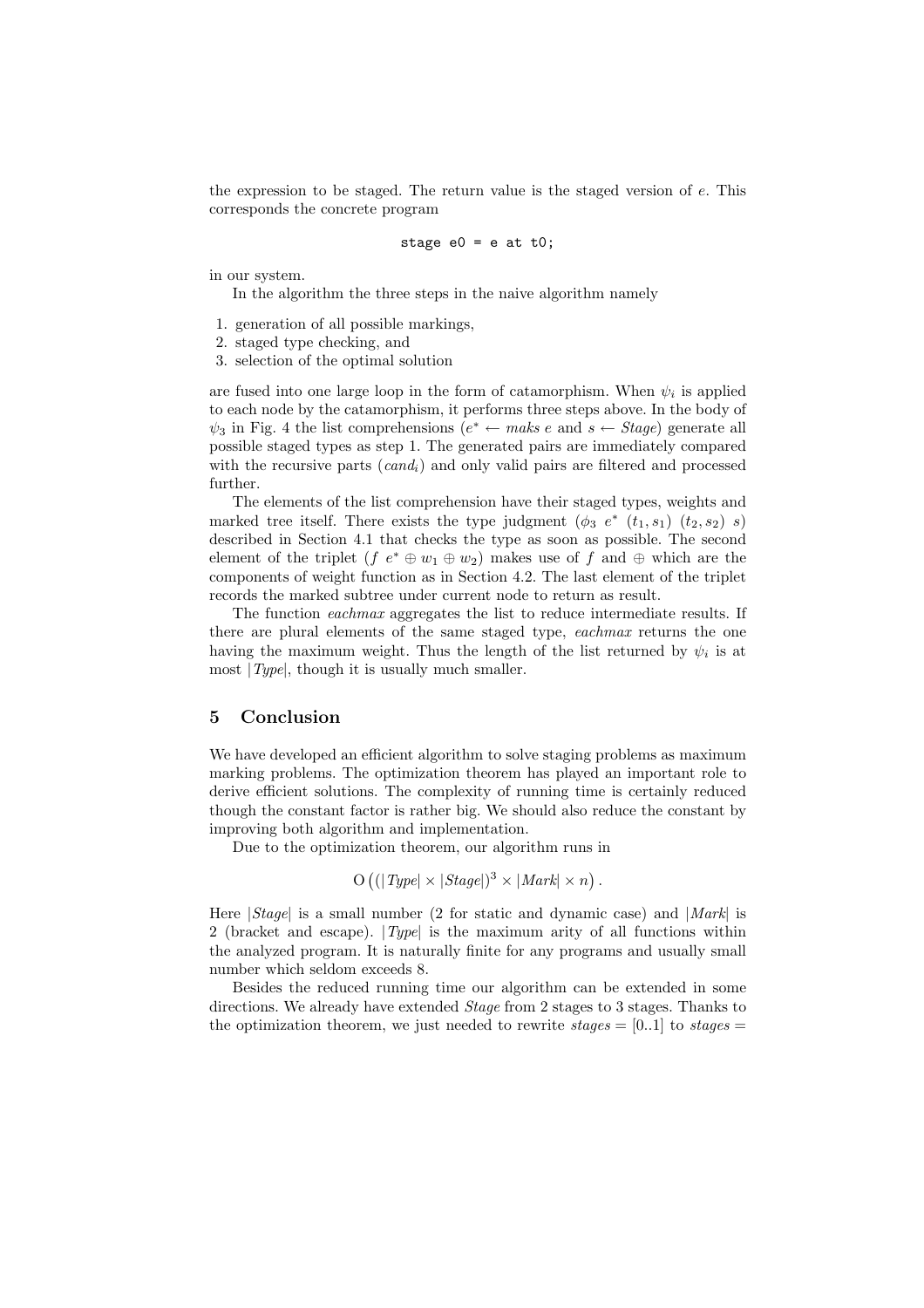the expression to be staged. The return value is the staged version of $e$. This corresponds the concrete program

```
stage e0 = e at t0;
```

in our system.

In the algorithm the three steps in the naive algorithm namely

1. generation of all possible markings,
2. staged type checking, and
3. selection of the optimal solution

are fused into one large loop in the form of catamorphism. When $\psi_i$ is applied to each node by the catamorphism, it performs three steps above. In the body of $\psi_3$ in Fig. 4 the list comprehensions ($e^* \leftarrow maks\ e$ and $s \leftarrow Stage$) generate all possible staged types as step 1. The generated pairs are immediately compared with the recursive parts ($cand_i$) and only valid pairs are filtered and processed further.

The elements of the list comprehension have their staged types, weights and marked tree itself. There exists the type judgment ($\phi_3\ e^*\ (t_1, s_1)\ (t_2, s_2)\ s$) described in Section 4.1 that checks the type as soon as possible. The second element of the triplet ($f\ e^* \oplus w_1 \oplus w_2$) makes use of $f$ and $\oplus$ which are the components of weight function as in Section 4.2. The last element of the triplet records the marked subtree under current node to return as result.

The function *eachmax* aggregates the list to reduce intermediate results. If there are plural elements of the same staged type, *eachmax* returns the one having the maximum weight. Thus the length of the list returned by $\psi_i$ is at most $|Type|$, though it is usually much smaller.

## 5 Conclusion

We have developed an efficient algorithm to solve staging problems as maximum marking problems. The optimization theorem has played an important role to derive efficient solutions. The complexity of running time is certainly reduced though the constant factor is rather big. We should also reduce the constant by improving both algorithm and implementation.

Due to the optimization theorem, our algorithm runs in

$$\mathrm{O}\left((|Type| \times |Stage|)^3 \times |Mark| \times n\right).$$

Here $|Stage|$ is a small number (2 for static and dynamic case) and $|Mark|$ is 2 (bracket and escape). $|Type|$ is the maximum arity of all functions within the analyzed program. It is naturally finite for any programs and usually small number which seldom exceeds 8.

Besides the reduced running time our algorithm can be extended in some directions. We already have extended *Stage* from 2 stages to 3 stages. Thanks to the optimization theorem, we just needed to rewrite $stages = [0..1]$ to $stages =$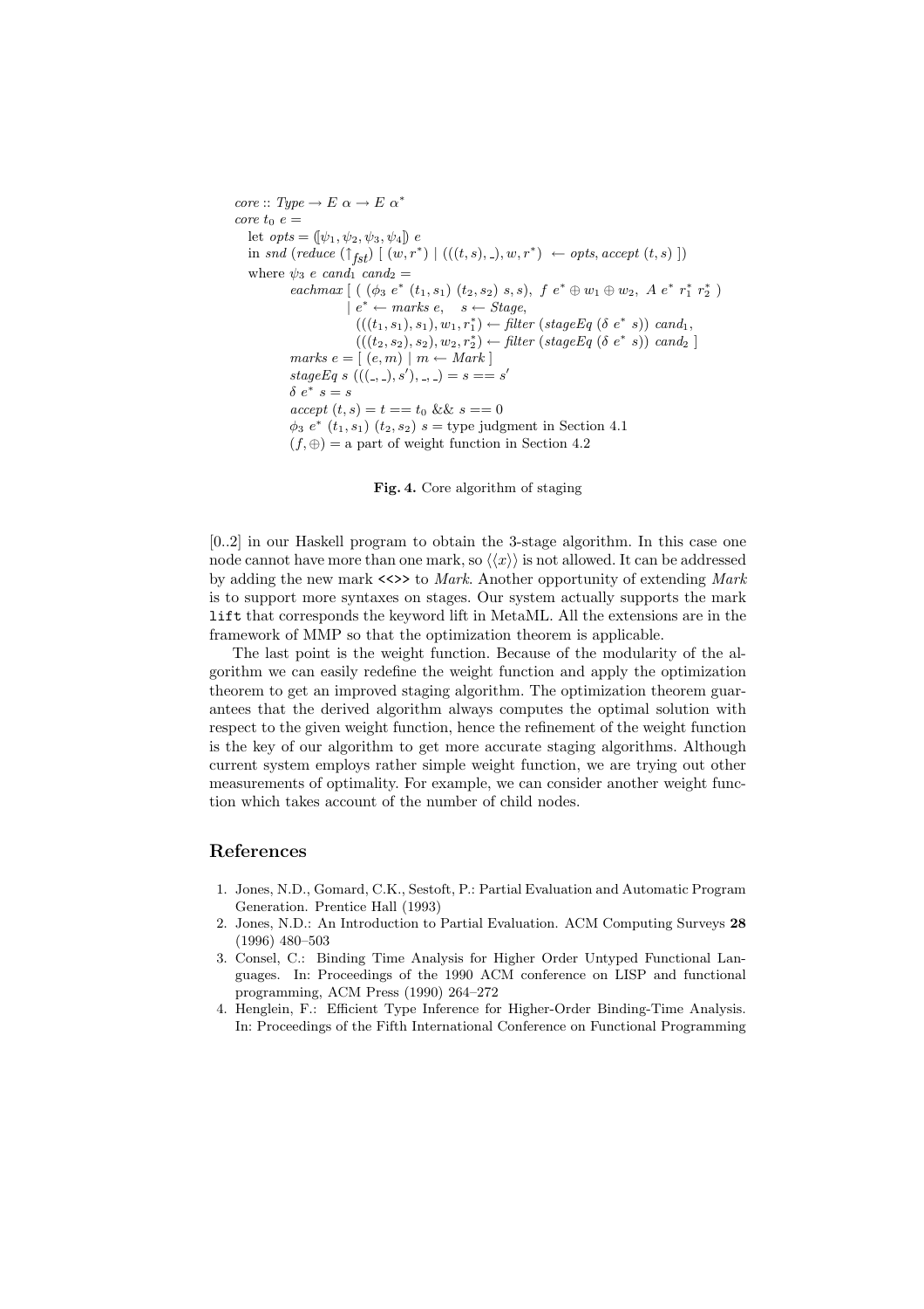$$
\begin{array}{l}
core :: Type \rightarrow E\ \alpha \rightarrow E\ \alpha^* \\
core\ t_0\ e = \\
\quad \text{let } opts = (\![\psi_1, \psi_2, \psi_3, \psi_4]\!)\ e \\
\quad \text{in } snd\ (reduce\ (\uparrow_{fst})\ [\ (w, r^*) \mid (((t,s),\_), w, r^*) \leftarrow opts, accept\ (t,s)\ ]) \\
\quad \text{where } \psi_3\ e\ cand_1\ cand_2 = \\
\qquad\quad eachmax\ [\ (\ (\phi_3\ e^*\ (t_1,s_1)\ (t_2,s_2)\ s, s),\ f\ e^* \oplus w_1 \oplus w_2,\ A\ e^*\ r_1^*\ r_2^*\ ) \\
\qquad\qquad\quad \mid e^* \leftarrow marks\ e, \quad s \leftarrow Stage, \\
\qquad\qquad\quad\ \ (((t_1,s_1),s_1), w_1, r_1^*) \leftarrow filter\ (stageEq\ (\delta\ e^*\ s))\ cand_1, \\
\qquad\qquad\quad\ \ (((t_2,s_2),s_2), w_2, r_2^*) \leftarrow filter\ (stageEq\ (\delta\ e^*\ s))\ cand_2\ ] \\
\qquad\quad marks\ e = [\ (e,m) \mid m \leftarrow Mark\ ] \\
\qquad\quad stageEq\ s\ (((\_,\_),s'),\_,\_) = s == s' \\
\qquad\quad \delta\ e^*\ s = s \\
\qquad\quad accept\ (t,s) = t == t_0\ \&\&\ s == 0 \\
\qquad\quad \phi_3\ e^*\ (t_1,s_1)\ (t_2,s_2)\ s = \text{type judgment in Section 4.1} \\
\qquad\quad (f, \oplus) = \text{a part of weight function in Section 4.2}
\end{array}
$$

**Fig. 4.** Core algorithm of staging

[0..2] in our Haskell program to obtain the 3-stage algorithm. In this case one node cannot have more than one mark, so $\langle\langle x \rangle\rangle$ is not allowed. It can be addressed by adding the new mark `<<>>` to *Mark*. Another opportunity of extending *Mark* is to support more syntaxes on stages. Our system actually supports the mark `lift` that corresponds the keyword lift in MetaML. All the extensions are in the framework of MMP so that the optimization theorem is applicable.

The last point is the weight function. Because of the modularity of the algorithm we can easily redefine the weight function and apply the optimization theorem to get an improved staging algorithm. The optimization theorem guarantees that the derived algorithm always computes the optimal solution with respect to the given weight function, hence the refinement of the weight function is the key of our algorithm to get more accurate staging algorithms. Although current system employs rather simple weight function, we are trying out other measurements of optimality. For example, we can consider another weight function which takes account of the number of child nodes.

## References

1. Jones, N.D., Gomard, C.K., Sestoft, P.: Partial Evaluation and Automatic Program Generation. Prentice Hall (1993)
2. Jones, N.D.: An Introduction to Partial Evaluation. ACM Computing Surveys **28** (1996) 480–503
3. Consel, C.: Binding Time Analysis for Higher Order Untyped Functional Languages. In: Proceedings of the 1990 ACM conference on LISP and functional programming, ACM Press (1990) 264–272
4. Henglein, F.: Efficient Type Inference for Higher-Order Binding-Time Analysis. In: Proceedings of the Fifth International Conference on Functional Programming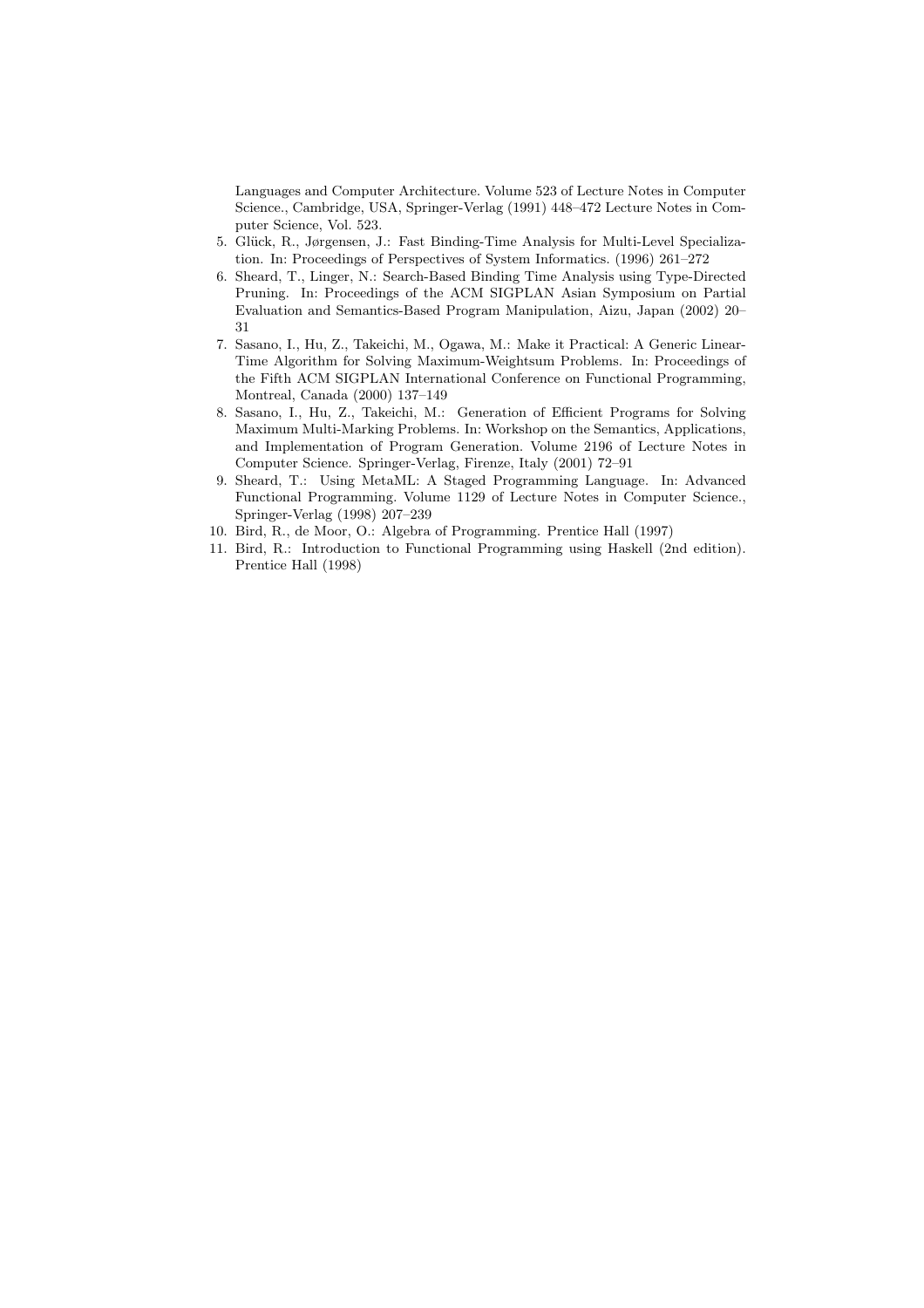Languages and Computer Architecture. Volume 523 of Lecture Notes in Computer Science., Cambridge, USA, Springer-Verlag (1991) 448–472 Lecture Notes in Computer Science, Vol. 523.

5. Glück, R., Jørgensen, J.: Fast Binding-Time Analysis for Multi-Level Specialization. In: Proceedings of Perspectives of System Informatics. (1996) 261–272
6. Sheard, T., Linger, N.: Search-Based Binding Time Analysis using Type-Directed Pruning. In: Proceedings of the ACM SIGPLAN Asian Symposium on Partial Evaluation and Semantics-Based Program Manipulation, Aizu, Japan (2002) 20–31
7. Sasano, I., Hu, Z., Takeichi, M., Ogawa, M.: Make it Practical: A Generic Linear-Time Algorithm for Solving Maximum-Weightsum Problems. In: Proceedings of the Fifth ACM SIGPLAN International Conference on Functional Programming, Montreal, Canada (2000) 137–149
8. Sasano, I., Hu, Z., Takeichi, M.: Generation of Efficient Programs for Solving Maximum Multi-Marking Problems. In: Workshop on the Semantics, Applications, and Implementation of Program Generation. Volume 2196 of Lecture Notes in Computer Science. Springer-Verlag, Firenze, Italy (2001) 72–91
9. Sheard, T.: Using MetaML: A Staged Programming Language. In: Advanced Functional Programming. Volume 1129 of Lecture Notes in Computer Science., Springer-Verlag (1998) 207–239
10. Bird, R., de Moor, O.: Algebra of Programming. Prentice Hall (1997)
11. Bird, R.: Introduction to Functional Programming using Haskell (2nd edition). Prentice Hall (1998)